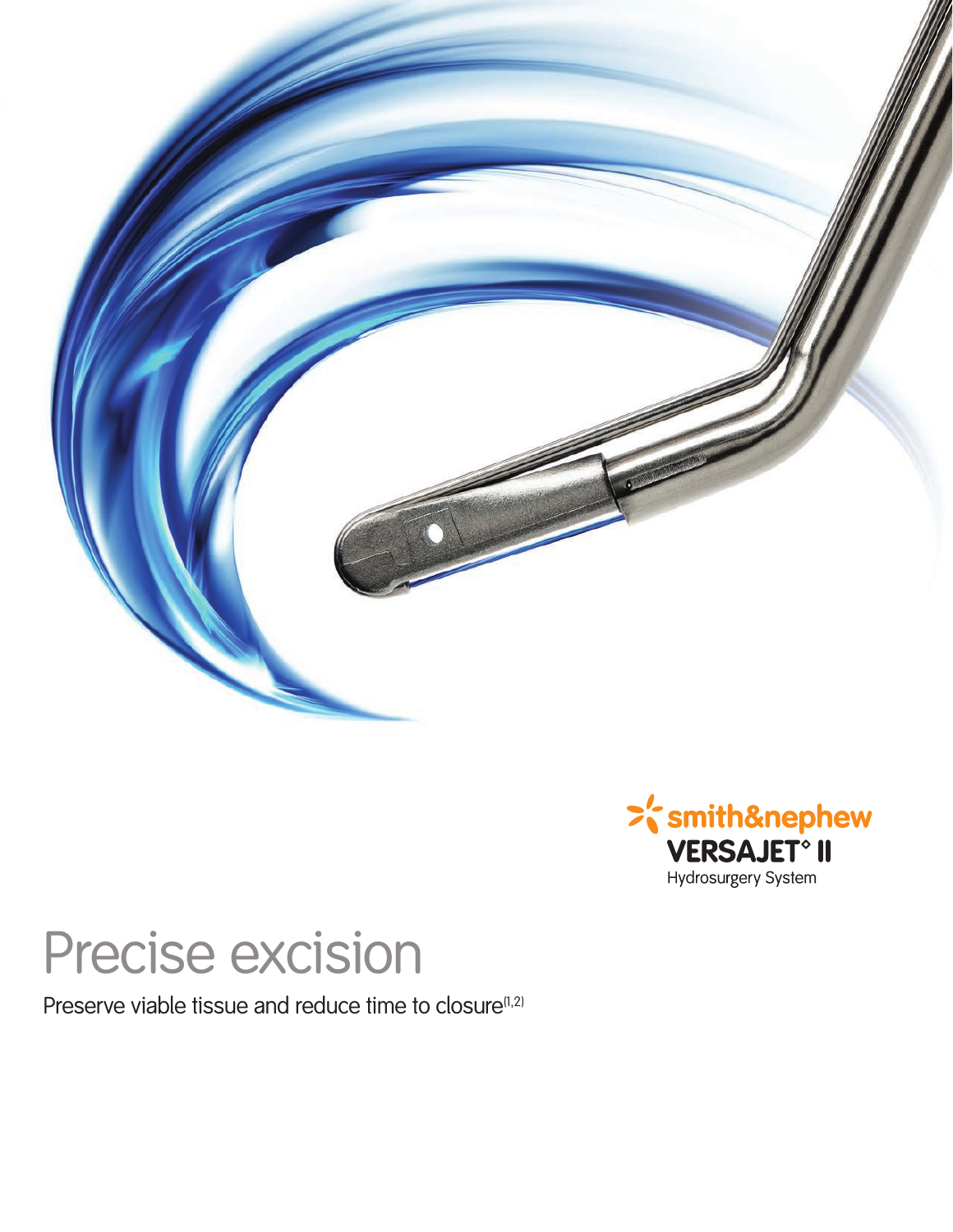smith&nephew

**VERSAJET° II**

Hydrosurgery System

# Precise excision

Preserve viable tissue and reduce time to closure[1,2]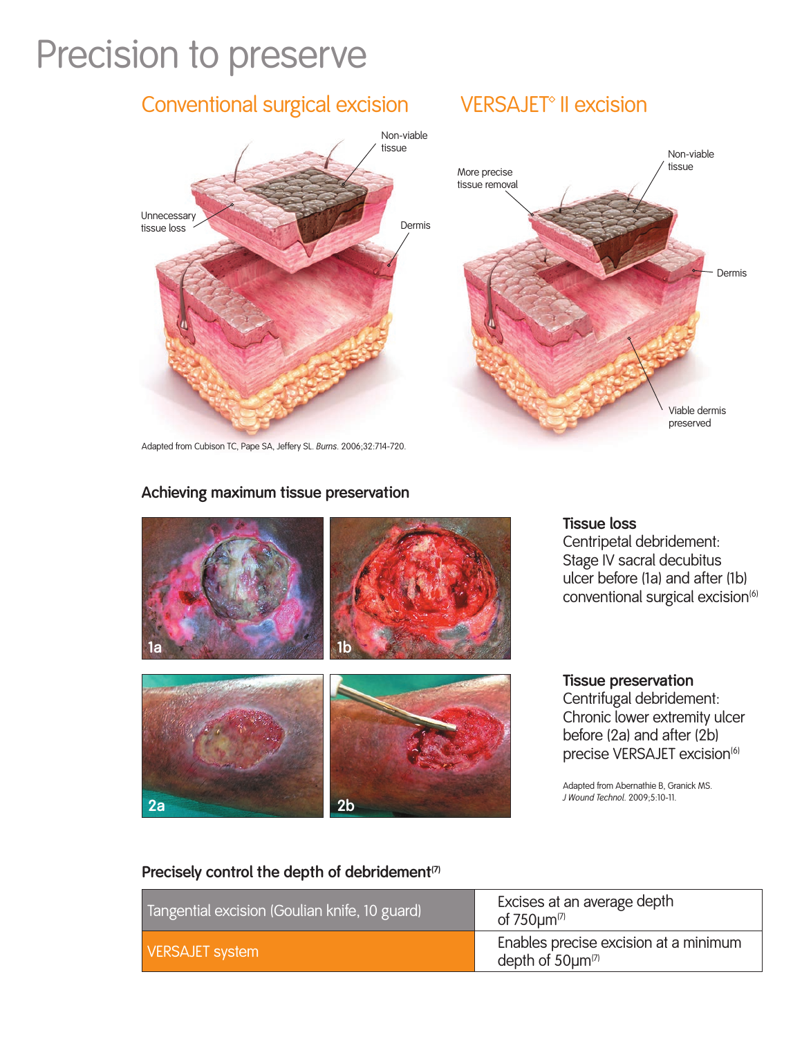# Precision to preserve

## Conventional surgical excision

Non-viable tissue

Unnecessary tissue loss

Dermis

## VERSAJET◊ II excision

More precise tissue removal

Non-viable tissue

Dermis

Viable dermis preserved

Adapted from Cubison TC, Pape SA, Jeffery SL. *Burns*. 2006;32:714-720.

### Achieving maximum tissue preservation

**Tissue loss**
Centripetal debridement: Stage IV sacral decubitus ulcer before (1a) and after (1b) conventional surgical excision[6]

**Tissue preservation**
Centrifugal debridement: Chronic lower extremity ulcer before (2a) and after (2b) precise VERSAJET excision[6]

Adapted from Abernathie B, Granick MS. *J Wound Technol.* 2009;5:10-11.

### Precisely control the depth of debridement[7]

| | |
|---|---|
| Tangential excision (Goulian knife, 10 guard) | Excises at an average depth of 750µm[7] |
| VERSAJET system | Enables precise excision at a minimum depth of 50µm[7] |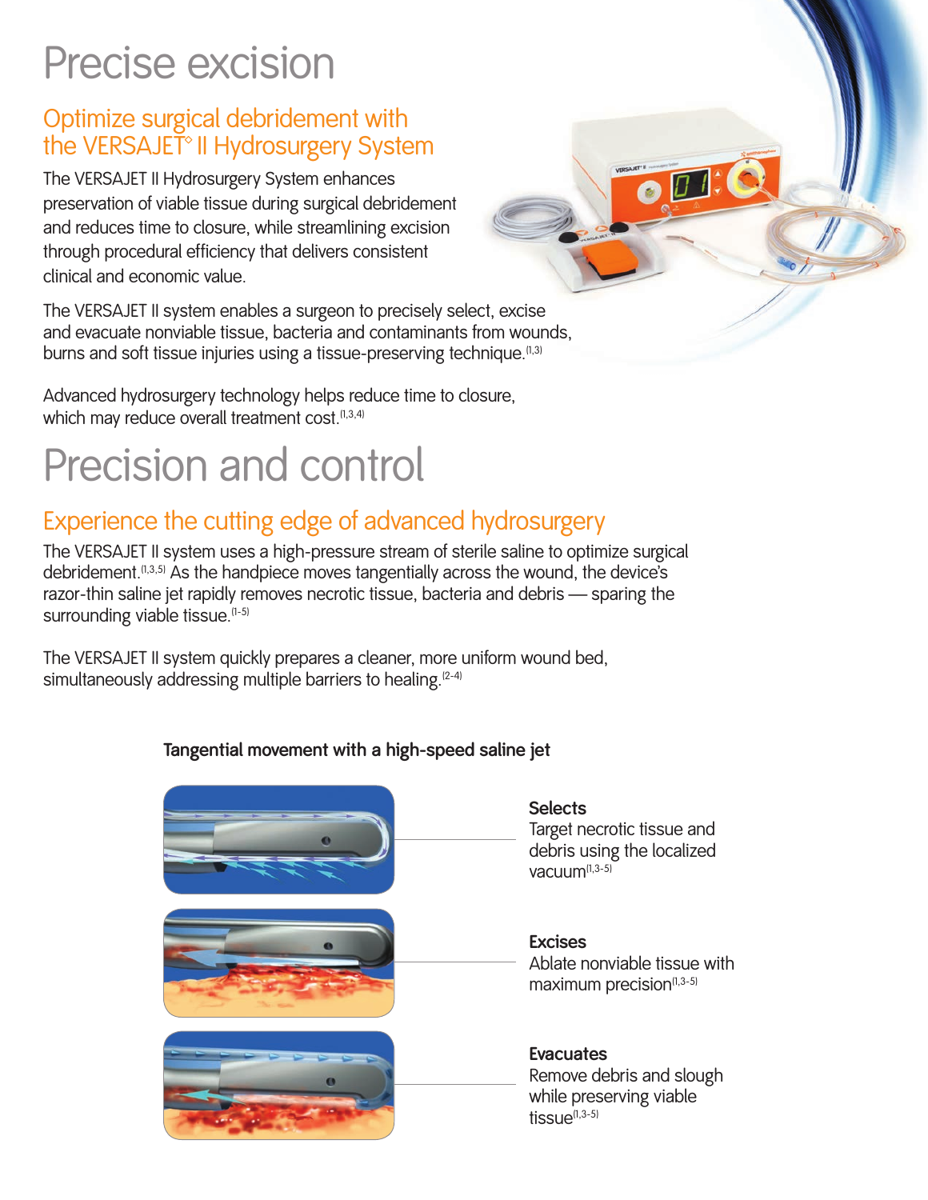# Precise excision

## Optimize surgical debridement with the VERSAJET◊ II Hydrosurgery System

The VERSAJET II Hydrosurgery System enhances preservation of viable tissue during surgical debridement and reduces time to closure, while streamlining excision through procedural efficiency that delivers consistent clinical and economic value.

The VERSAJET II system enables a surgeon to precisely select, excise and evacuate nonviable tissue, bacteria and contaminants from wounds, burns and soft tissue injuries using a tissue-preserving technique.[1,3]

Advanced hydrosurgery technology helps reduce time to closure, which may reduce overall treatment cost.[1,3,4]

# Precision and control

## Experience the cutting edge of advanced hydrosurgery

The VERSAJET II system uses a high-pressure stream of sterile saline to optimize surgical debridement.[1,3,5] As the handpiece moves tangentially across the wound, the device's razor-thin saline jet rapidly removes necrotic tissue, bacteria and debris — sparing the surrounding viable tissue.[1-5]

The VERSAJET II system quickly prepares a cleaner, more uniform wound bed, simultaneously addressing multiple barriers to healing.[2-4]

**Tangential movement with a high-speed saline jet**

**Selects**
Target necrotic tissue and debris using the localized vacuum[1,3-5]

**Excises**
Ablate nonviable tissue with maximum precision[1,3-5]

**Evacuates**
Remove debris and slough while preserving viable tissue[1,3-5]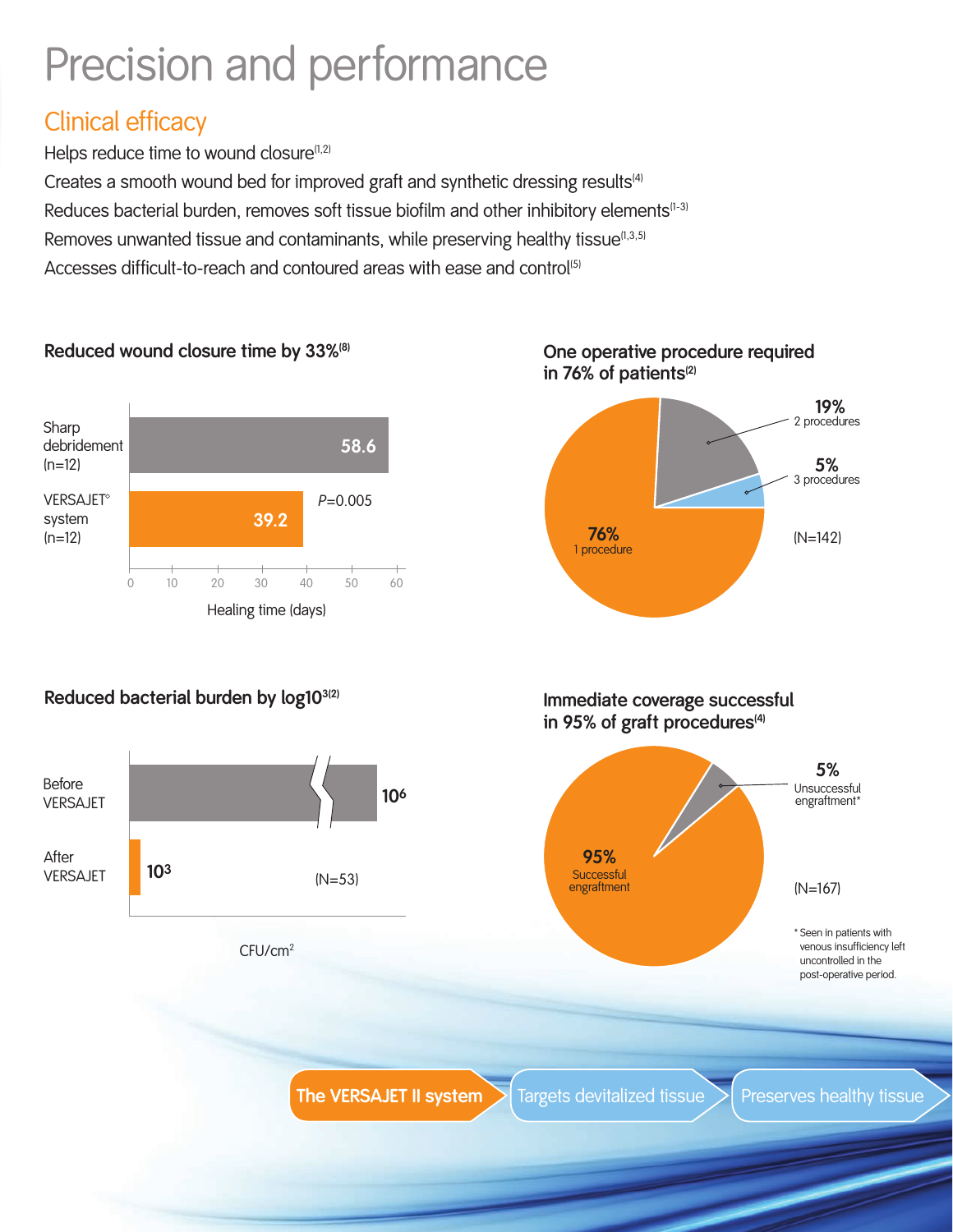# Precision and performance

## Clinical efficacy

Helps reduce time to wound closure[1,2]

Creates a smooth wound bed for improved graft and synthetic dressing results[4]

Reduces bacterial burden, removes soft tissue biofilm and other inhibitory elements[1-3]

Removes unwanted tissue and contaminants, while preserving healthy tissue[1,3,5]

Accesses difficult-to-reach and contoured areas with ease and control[5]

### Reduced wound closure time by 33%[8]

| | Healing time (days) |
|---|---|
| Sharp debridement (n=12) | 58.6 |
| VERSAJET° system (n=12) | 39.2 |

*P*=0.005

### One operative procedure required in 76% of patients[2]

| Procedures | % |
|---|---|
| 1 procedure | 76% |
| 2 procedures | 19% |
| 3 procedures | 5% |

(N=142)

### Reduced bacterial burden by log10³[2]

| | CFU/cm² |
|---|---|
| Before VERSAJET | $10^6$ |
| After VERSAJET | $10^3$ |

(N=53)

### Immediate coverage successful in 95% of graft procedures[4]

| Outcome | % |
|---|---|
| Successful engraftment | 95% |
| Unsuccessful engraftment* | 5% |

(N=167)

\* Seen in patients with venous insufficiency left uncontrolled in the post-operative period.

**The VERSAJET II system** → Targets devitalized tissue → Preserves healthy tissue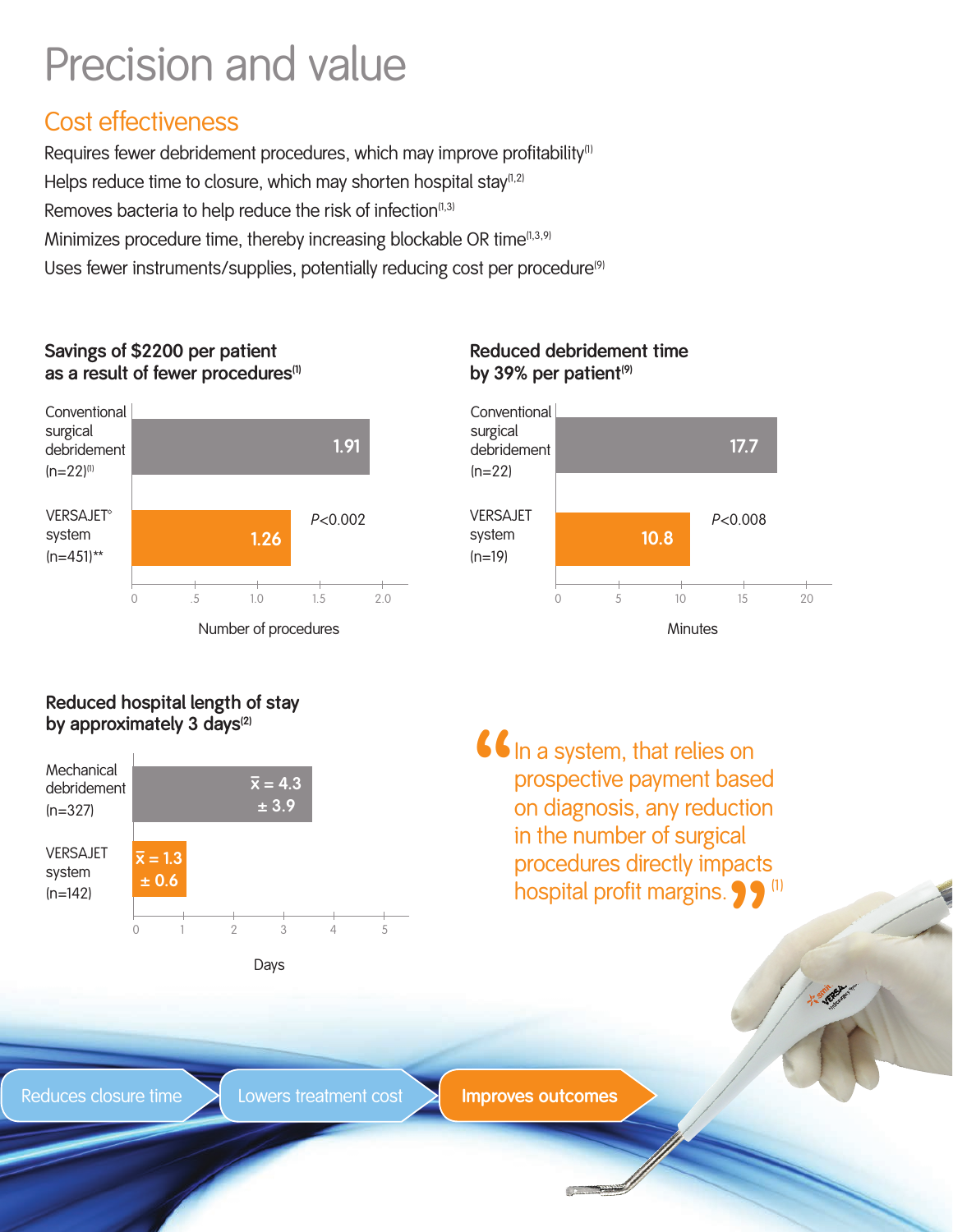# Precision and value

## Cost effectiveness

Requires fewer debridement procedures, which may improve profitability[1]

Helps reduce time to closure, which may shorten hospital stay[1,2]

Removes bacteria to help reduce the risk of infection[1,3]

Minimizes procedure time, thereby increasing blockable OR time[1,3,9]

Uses fewer instruments/supplies, potentially reducing cost per procedure[9]

### Savings of $2200 per patient as a result of fewer procedures[1]

| | Number of procedures |
|---|---|
| Conventional surgical debridement (n=22)[1] | 1.91 |
| VERSAJET° system (n=451)** | 1.26 |

$P<0.002$

### Reduced debridement time by 39% per patient[9]

| | Minutes |
|---|---|
| Conventional surgical debridement (n=22) | 17.7 |
| VERSAJET system (n=19) | 10.8 |

$P<0.008$

### Reduced hospital length of stay by approximately 3 days[2]

| | Days |
|---|---|
| Mechanical debridement (n=327) | $\bar{x} = 4.3 \pm 3.9$ |
| VERSAJET system (n=142) | $\bar{x} = 1.3 \pm 0.6$ |

> "In a system, that relies on prospective payment based on diagnosis, any reduction in the number of surgical procedures directly impacts hospital profit margins."[1]

Reduces closure time | Lowers treatment cost | **Improves outcomes**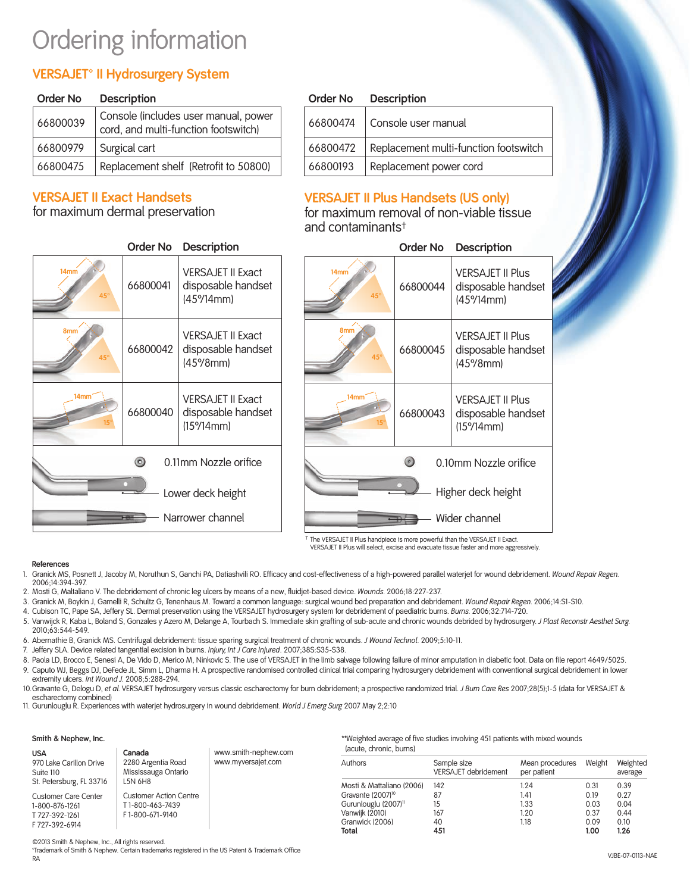# Ordering information

## VERSAJET° II Hydrosurgery System

| Order No | Description |
|---|---|
| 66800039 | Console (includes user manual, power cord, and multi-function footswitch) |
| 66800979 | Surgical cart |
| 66800475 | Replacement shelf (Retrofit to 50800) |

| Order No | Description |
|---|---|
| 66800474 | Console user manual |
| 66800472 | Replacement multi-function footswitch |
| 66800193 | Replacement power cord |

## VERSAJET II Exact Handsets

for maximum dermal preservation

| | Order No | Description |
|---|---|---|
| 14mm 45° | 66800041 | VERSAJET II Exact disposable handset (45°/14mm) |
| 8mm 45° | 66800042 | VERSAJET II Exact disposable handset (45°/8mm) |
| 14mm 15° | 66800040 | VERSAJET II Exact disposable handset (15°/14mm) |

0.11mm Nozzle orifice

Lower deck height

Narrower channel

## VERSAJET II Plus Handsets (US only)

for maximum removal of non-viable tissue and contaminants†

| | Order No | Description |
|---|---|---|
| 14mm 45° | 66800044 | VERSAJET II Plus disposable handset (45°/14mm) |
| 8mm 45° | 66800045 | VERSAJET II Plus disposable handset (45°/8mm) |
| 14mm 15° | 66800043 | VERSAJET II Plus disposable handset (15°/14mm) |

0.10mm Nozzle orifice

Higher deck height

Wider channel

† The VERSAJET II Plus handpiece is more powerful than the VERSAJET II Exact. VERSAJET II Plus will select, excise and evacuate tissue faster and more aggressively.

### References

1. Granick MS, Posnett J, Jacoby M, Noruthun S, Ganchi PA, Datiashvili RO. Efficacy and cost-effectiveness of a high-powered parallel waterjet for wound debridement. *Wound Repair Regen.* 2006;14:394-397.
2. Mosti G, Maltaliano V. The debridement of chronic leg ulcers by means of a new, fluidjet-based device. *Wounds.* 2006;18:227-237.
3. Granick M, Boykin J, Gamelli R, Schultz G, Tenenhaus M. Toward a common language: surgical wound bed preparation and debridement. *Wound Repair Regen.* 2006;14:S1-S10.
4. Cubison TC, Pape SA, Jeffery SL. Dermal preservation using the VERSAJET hydrosurgery system for debridement of paediatric burns. *Burns.* 2006;32:714-720.
5. Vanwijck R, Kaba L, Boland S, Gonzales y Azero M, Delange A, Tourbach S. Immediate skin grafting of sub-acute and chronic wounds debrided by hydrosurgery. *J Plast Reconstr Aesthet Surg.* 2010;63:544-549.
6. Abernathie B, Granick MS. Centrifugal debridement: tissue sparing surgical treatment of chronic wounds. *J Wound Technol.* 2009;5:10-11.
7. Jeffery SLA. Device related tangential excision in burns. *Injury, Int J Care Injured.* 2007;38S:S35-S38.
8. Paola LD, Brocco E, Senesi A, De Vido D, Merico M, Ninkovic S. The use of VERSAJET in the limb salvage following failure of minor amputation in diabetic foot. Data on file report 4649/5025.
9. Caputo WJ, Beggs DJ, DeFede JL, Simm L, Dharma H. A prospective randomised controlled clinical trial comparing hydrosurgery debridement with conventional surgical debridement in lower extremity ulcers. *Int Wound J.* 2008;5:288-294.
10. Gravante G, Delogu D, *et al.* VERSAJET hydrosurgery versus classic escharectomy for burn debridement; a prospective randomized trial. *J Burn Care Res* 2007;28(5);1-5 (data for VERSAJET & escharectomy combined)
11. Gurunluoglu R. Experiences with waterjet hydrosurgery in wound debridement. *World J Emerg Surg* 2007 May 2;2:10

**Smith & Nephew, Inc.**

**USA**
970 Lake Carillon Drive
Suite 110
St. Petersburg, FL 33716

Customer Care Center
1-800-876-1261
T 727-392-1261
F 727-392-6914

**Canada**
2280 Argentia Road
Mississauga Ontario
L5N 6H8

Customer Action Centre
T 1-800-463-7439
F 1-800-671-9140

www.smith-nephew.com
www.myversajet.com

**Weighted average of five studies involving 451 patients with mixed wounds (acute, chronic, burns)

| Authors | Sample size VERSAJET debridement | Mean procedures per patient | Weight | Weighted average |
|---|---|---|---|---|
| Mosti & Mattaliano (2006) | 142 | 1.24 | 0.31 | 0.39 |
| Gravante (2007)[10] | 87 | 1.41 | 0.19 | 0.27 |
| Gurunlouglu (2007)[11] | 15 | 1.33 | 0.03 | 0.04 |
| Vanwijk (2010) | 167 | 1.20 | 0.37 | 0.44 |
| Granwick (2006) | 40 | 1.18 | 0.09 | 0.10 |
| **Total** | **451** | | **1.00** | **1.26** |

©2013 Smith & Nephew, Inc., All rights reserved.
°Trademark of Smith & Nephew. Certain trademarks registered in the US Patent & Trademark Office
RA

VJBE-07-0113-NAE